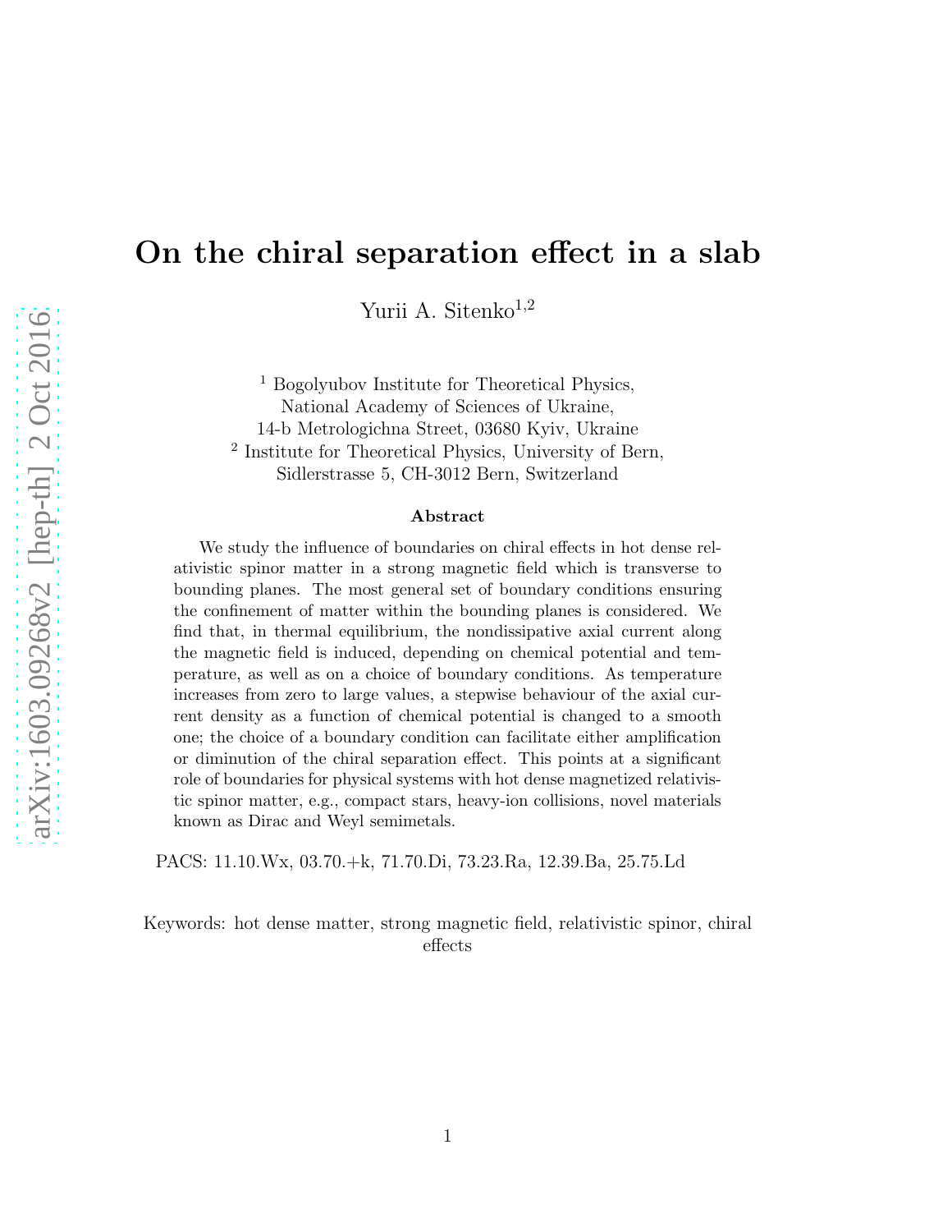# On the chiral separation effect in a slab

Yurii A. Sitenko[1,2]

[1] Bogolyubov Institute for Theoretical Physics,
National Academy of Sciences of Ukraine,
14-b Metrologichna Street, 03680 Kyiv, Ukraine

[2] Institute for Theoretical Physics, University of Bern,
Sidlerstrasse 5, CH-3012 Bern, Switzerland

### Abstract

We study the influence of boundaries on chiral effects in hot dense relativistic spinor matter in a strong magnetic field which is transverse to bounding planes. The most general set of boundary conditions ensuring the confinement of matter within the bounding planes is considered. We find that, in thermal equilibrium, the nondissipative axial current along the magnetic field is induced, depending on chemical potential and temperature, as well as on a choice of boundary conditions. As temperature increases from zero to large values, a stepwise behaviour of the axial current density as a function of chemical potential is changed to a smooth one; the choice of a boundary condition can facilitate either amplification or diminution of the chiral separation effect. This points at a significant role of boundaries for physical systems with hot dense magnetized relativistic spinor matter, e.g., compact stars, heavy-ion collisions, novel materials known as Dirac and Weyl semimetals.

PACS: 11.10.Wx, 03.70.+k, 71.70.Di, 73.23.Ra, 12.39.Ba, 25.75.Ld

Keywords: hot dense matter, strong magnetic field, relativistic spinor, chiral effects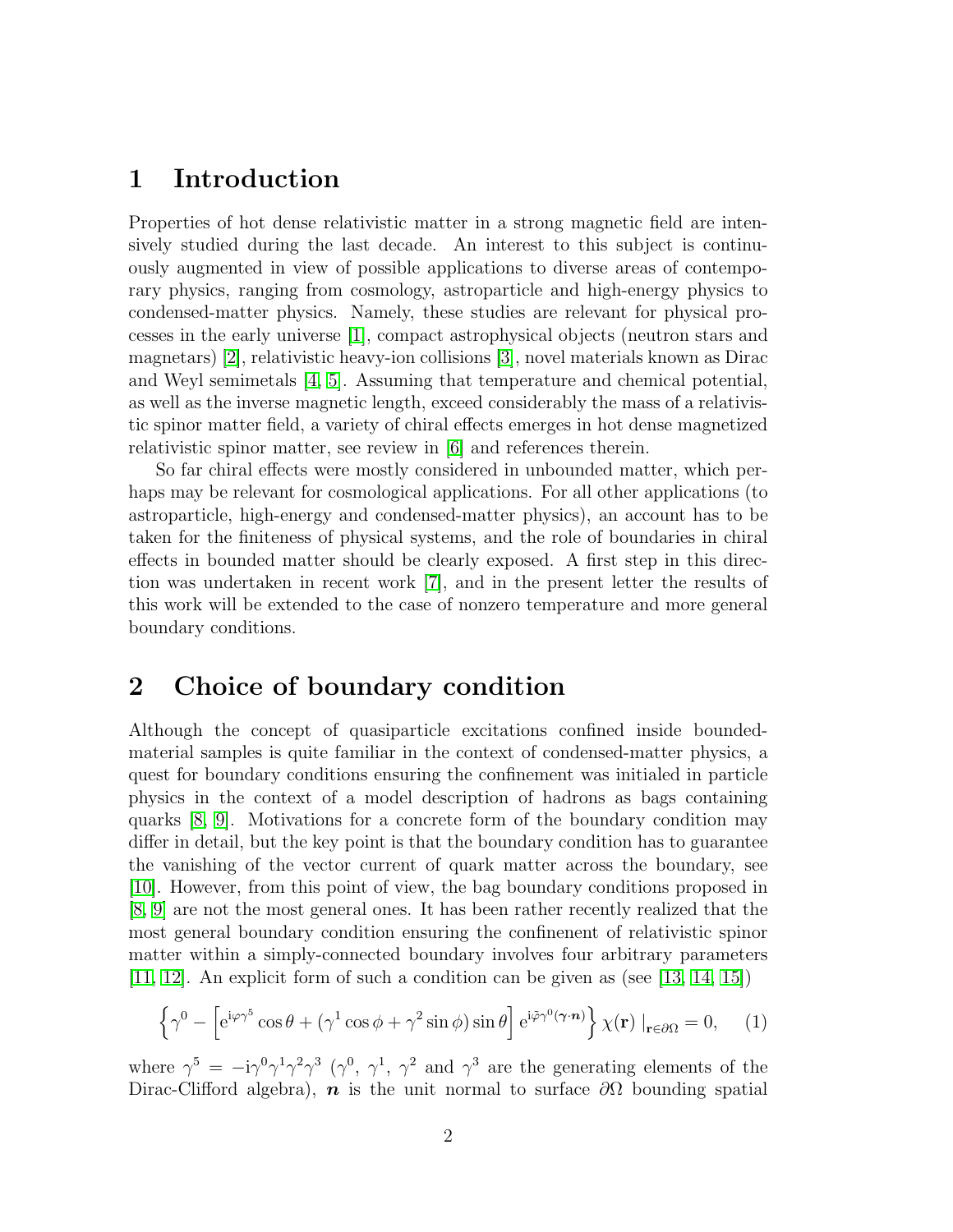# 1 Introduction

Properties of hot dense relativistic matter in a strong magnetic field are intensively studied during the last decade. An interest to this subject is continuously augmented in view of possible applications to diverse areas of contemporary physics, ranging from cosmology, astroparticle and high-energy physics to condensed-matter physics. Namely, these studies are relevant for physical processes in the early universe [1], compact astrophysical objects (neutron stars and magnetars) [2], relativistic heavy-ion collisions [3], novel materials known as Dirac and Weyl semimetals [4, 5]. Assuming that temperature and chemical potential, as well as the inverse magnetic length, exceed considerably the mass of a relativistic spinor matter field, a variety of chiral effects emerges in hot dense magnetized relativistic spinor matter, see review in [6] and references therein.

So far chiral effects were mostly considered in unbounded matter, which perhaps may be relevant for cosmological applications. For all other applications (to astroparticle, high-energy and condensed-matter physics), an account has to be taken for the finiteness of physical systems, and the role of boundaries in chiral effects in bounded matter should be clearly exposed. A first step in this direction was undertaken in recent work [7], and in the present letter the results of this work will be extended to the case of nonzero temperature and more general boundary conditions.

# 2 Choice of boundary condition

Although the concept of quasiparticle excitations confined inside bounded-material samples is quite familiar in the context of condensed-matter physics, a quest for boundary conditions ensuring the confinement was initialed in particle physics in the context of a model description of hadrons as bags containing quarks [8, 9]. Motivations for a concrete form of the boundary condition may differ in detail, but the key point is that the boundary condition has to guarantee the vanishing of the vector current of quark matter across the boundary, see [10]. However, from this point of view, the bag boundary conditions proposed in [8, 9] are not the most general ones. It has been rather recently realized that the most general boundary condition ensuring the confinenent of relativistic spinor matter within a simply-connected boundary involves four arbitrary parameters [11, 12]. An explicit form of such a condition can be given as (see [13, 14, 15])

$$\left\{\gamma^0 - \left[\mathrm{e}^{\mathrm{i}\varphi\gamma^5}\cos\theta + (\gamma^1\cos\phi + \gamma^2\sin\phi)\sin\theta\right]\mathrm{e}^{\mathrm{i}\tilde{\varphi}\gamma^0(\boldsymbol{\gamma}\cdot\boldsymbol{n})}\right\}\chi(\mathbf{r})\mid_{\mathbf{r}\in\partial\Omega} = 0, \qquad (1)$$

where $\gamma^5 = -\mathrm{i}\gamma^0\gamma^1\gamma^2\gamma^3$ ($\gamma^0$, $\gamma^1$, $\gamma^2$ and $\gamma^3$ are the generating elements of the Dirac-Clifford algebra), $\boldsymbol{n}$ is the unit normal to surface $\partial\Omega$ bounding spatial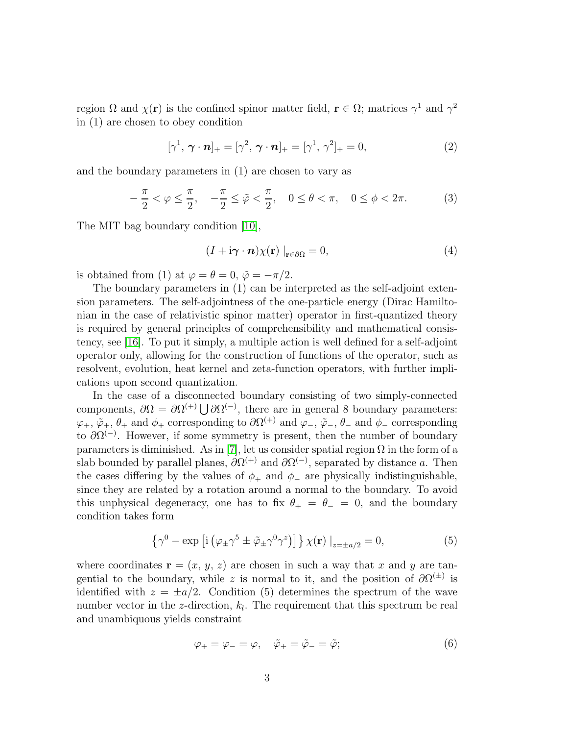region $\Omega$ and $\chi(\mathbf{r})$ is the confined spinor matter field, $\mathbf{r} \in \Omega$; matrices $\gamma^1$ and $\gamma^2$ in (1) are chosen to obey condition

$$[\gamma^1, \boldsymbol{\gamma} \cdot \boldsymbol{n}]_+ = [\gamma^2, \boldsymbol{\gamma} \cdot \boldsymbol{n}]_+ = [\gamma^1, \gamma^2]_+ = 0, \tag{2}$$

and the boundary parameters in (1) are chosen to vary as

$$-\frac{\pi}{2} < \varphi \leq \frac{\pi}{2}, \quad -\frac{\pi}{2} \leq \tilde{\varphi} < \frac{\pi}{2}, \quad 0 \leq \theta < \pi, \quad 0 \leq \phi < 2\pi. \tag{3}$$

The MIT bag boundary condition [10],

$$(I + \mathrm{i}\boldsymbol{\gamma} \cdot \boldsymbol{n})\chi(\mathbf{r}) \mid_{\mathbf{r} \in \partial\Omega} = 0, \tag{4}$$

is obtained from (1) at $\varphi = \theta = 0$, $\tilde{\varphi} = -\pi/2$.

The boundary parameters in (1) can be interpreted as the self-adjoint extension parameters. The self-adjointness of the one-particle energy (Dirac Hamiltonian in the case of relativistic spinor matter) operator in first-quantized theory is required by general principles of comprehensibility and mathematical consistency, see [16]. To put it simply, a multiple action is well defined for a self-adjoint operator only, allowing for the construction of functions of the operator, such as resolvent, evolution, heat kernel and zeta-function operators, with further implications upon second quantization.

In the case of a disconnected boundary consisting of two simply-connected components, $\partial\Omega = \partial\Omega^{(+)} \bigcup \partial\Omega^{(-)}$, there are in general 8 boundary parameters: $\varphi_+$, $\tilde{\varphi}_+$, $\theta_+$ and $\phi_+$ corresponding to $\partial\Omega^{(+)}$ and $\varphi_-$, $\tilde{\varphi}_-$, $\theta_-$ and $\phi_-$ corresponding to $\partial\Omega^{(-)}$. However, if some symmetry is present, then the number of boundary parameters is diminished. As in [7], let us consider spatial region $\Omega$ in the form of a slab bounded by parallel planes, $\partial\Omega^{(+)}$ and $\partial\Omega^{(-)}$, separated by distance $a$. Then the cases differing by the values of $\phi_+$ and $\phi_-$ are physically indistinguishable, since they are related by a rotation around a normal to the boundary. To avoid this unphysical degeneracy, one has to fix $\theta_+ = \theta_- = 0$, and the boundary condition takes form

$$\left\{\gamma^0 - \exp\left[\mathrm{i}\left(\varphi_\pm \gamma^5 \pm \tilde{\varphi}_\pm \gamma^0 \gamma^z\right)\right]\right\} \chi(\mathbf{r}) \mid_{z = \pm a/2} = 0, \tag{5}$$

where coordinates $\mathbf{r} = (x, y, z)$ are chosen in such a way that $x$ and $y$ are tangential to the boundary, while $z$ is normal to it, and the position of $\partial\Omega^{(\pm)}$ is identified with $z = \pm a/2$. Condition (5) determines the spectrum of the wave number vector in the $z$-direction, $k_l$. The requirement that this spectrum be real and unambiquous yields constraint

$$\varphi_+ = \varphi_- = \varphi, \quad \tilde{\varphi}_+ = \tilde{\varphi}_- = \tilde{\varphi}; \tag{6}$$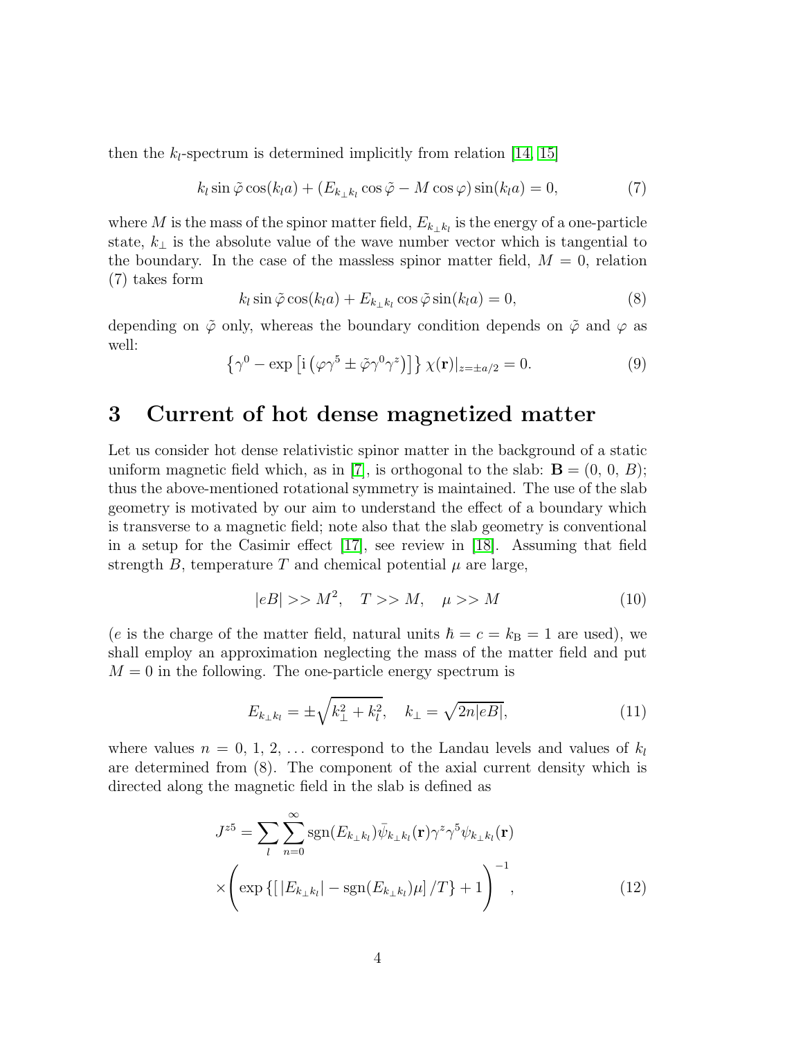then the $k_l$-spectrum is determined implicitly from relation [14, 15]

$$k_l \sin\tilde{\varphi}\cos(k_l a) + (E_{k_\perp k_l}\cos\tilde{\varphi} - M\cos\varphi)\sin(k_l a) = 0, \tag{7}$$

where $M$ is the mass of the spinor matter field, $E_{k_\perp k_l}$ is the energy of a one-particle state, $k_\perp$ is the absolute value of the wave number vector which is tangential to the boundary. In the case of the massless spinor matter field, $M = 0$, relation (7) takes form

$$k_l \sin\tilde{\varphi}\cos(k_l a) + E_{k_\perp k_l}\cos\tilde{\varphi}\sin(k_l a) = 0, \tag{8}$$

depending on $\tilde{\varphi}$ only, whereas the boundary condition depends on $\tilde{\varphi}$ and $\varphi$ as well:

$$\left\{\gamma^0 - \exp\left[\mathrm{i}\left(\varphi\gamma^5 \pm \tilde{\varphi}\gamma^0\gamma^z\right)\right]\right\}\chi(\mathbf{r})|_{z=\pm a/2} = 0. \tag{9}$$

# 3 Current of hot dense magnetized matter

Let us consider hot dense relativistic spinor matter in the background of a static uniform magnetic field which, as in [7], is orthogonal to the slab: $\mathbf{B} = (0,\, 0,\, B)$; thus the above-mentioned rotational symmetry is maintained. The use of the slab geometry is motivated by our aim to understand the effect of a boundary which is transverse to a magnetic field; note also that the slab geometry is conventional in a setup for the Casimir effect [17], see review in [18]. Assuming that field strength $B$, temperature $T$ and chemical potential $\mu$ are large,

$$|eB| >> M^2, \quad T >> M, \quad \mu >> M \tag{10}$$

($e$ is the charge of the matter field, natural units $\hbar = c = k_{\rm B} = 1$ are used), we shall employ an approximation neglecting the mass of the matter field and put $M = 0$ in the following. The one-particle energy spectrum is

$$E_{k_\perp k_l} = \pm\sqrt{k_\perp^2 + k_l^2}, \quad k_\perp = \sqrt{2n|eB|}, \tag{11}$$

where values $n = 0,\, 1,\, 2,\, \ldots$ correspond to the Landau levels and values of $k_l$ are determined from (8). The component of the axial current density which is directed along the magnetic field in the slab is defined as

$$J^{z5} = \sum_l \sum_{n=0}^{\infty} \mathrm{sgn}(E_{k_\perp k_l})\bar{\psi}_{k_\perp k_l}(\mathbf{r})\gamma^z\gamma^5\psi_{k_\perp k_l}(\mathbf{r})$$
$$\times\left(\exp\left\{\left[\,|E_{k_\perp k_l}| - \mathrm{sgn}(E_{k_\perp k_l})\mu\right]/T\right\} + 1\right)^{-1}, \tag{12}$$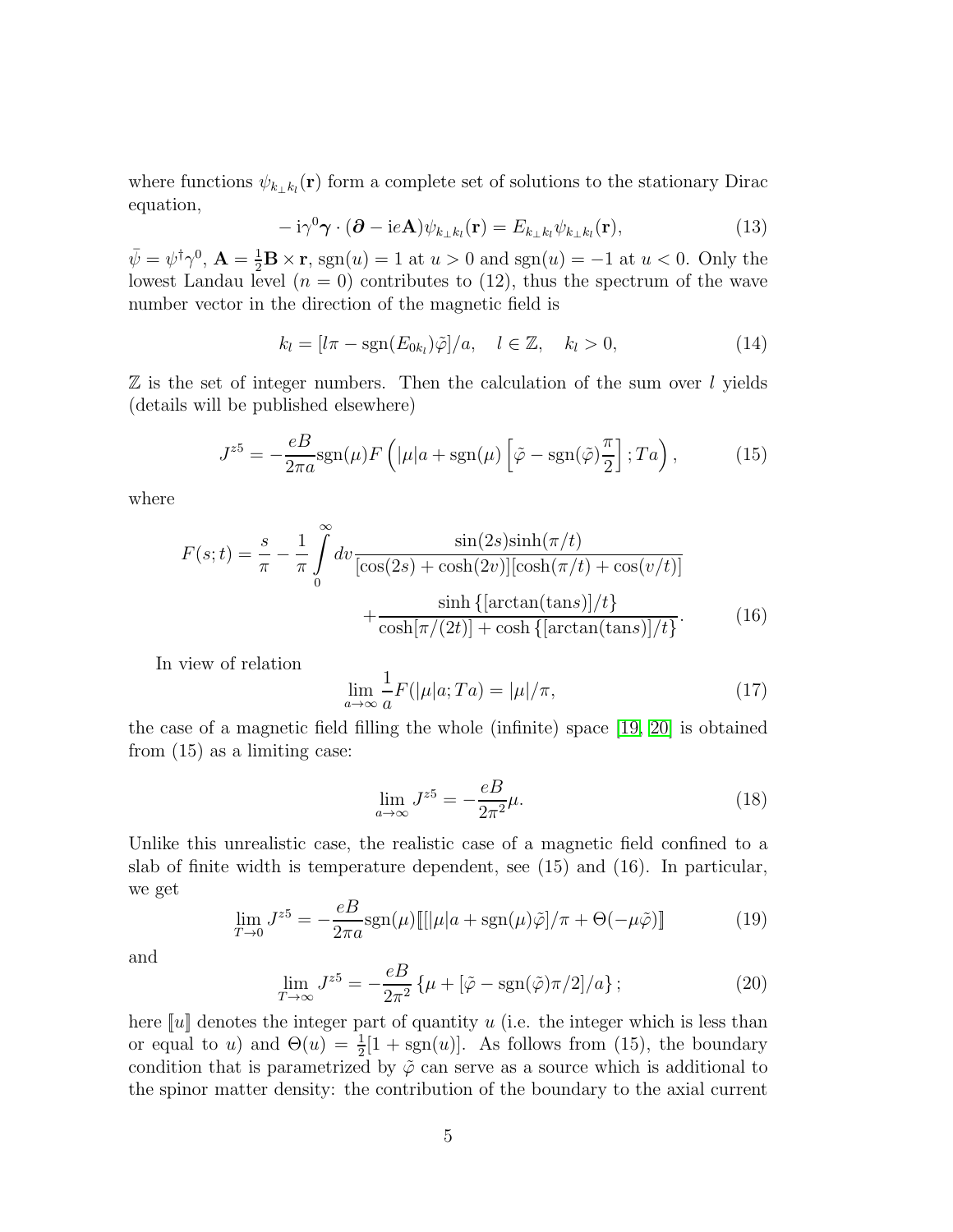where functions $\psi_{k_\perp k_l}(\mathbf{r})$ form a complete set of solutions to the stationary Dirac equation,

$$-\mathrm{i}\gamma^0\boldsymbol{\gamma}\cdot(\boldsymbol{\partial}-\mathrm{i}e\mathbf{A})\psi_{k_\perp k_l}(\mathbf{r}) = E_{k_\perp k_l}\psi_{k_\perp k_l}(\mathbf{r}), \tag{13}$$

$\bar{\psi} = \psi^\dagger\gamma^0$, $\mathbf{A} = \frac{1}{2}\mathbf{B}\times\mathbf{r}$, $\mathrm{sgn}(u) = 1$ at $u > 0$ and $\mathrm{sgn}(u) = -1$ at $u < 0$. Only the lowest Landau level ($n = 0$) contributes to (12), thus the spectrum of the wave number vector in the direction of the magnetic field is

$$k_l = [l\pi - \mathrm{sgn}(E_{0k_l})\tilde{\varphi}]/a, \quad l \in \mathbb{Z}, \quad k_l > 0, \tag{14}$$

$\mathbb{Z}$ is the set of integer numbers. Then the calculation of the sum over $l$ yields (details will be published elsewhere)

$$J^{z5} = -\frac{eB}{2\pi a}\mathrm{sgn}(\mu) F\left(|\mu|a + \mathrm{sgn}(\mu)\left[\tilde{\varphi} - \mathrm{sgn}(\tilde{\varphi})\frac{\pi}{2}\right]; Ta\right), \tag{15}$$

where

$$F(s;t) = \frac{s}{\pi} - \frac{1}{\pi}\int\limits_0^\infty dv \frac{\sin(2s)\sinh(\pi/t)}{[\cos(2s)+\cosh(2v)][\cosh(\pi/t)+\cos(v/t)]} + \frac{\sinh\{[\arctan(\tan s)]/t\}}{\cosh[\pi/(2t)] + \cosh\{[\arctan(\tan s)]/t\}}. \tag{16}$$

In view of relation

$$\lim_{a\to\infty}\frac{1}{a}F(|\mu|a; Ta) = |\mu|/\pi, \tag{17}$$

the case of a magnetic field filling the whole (infinite) space [19, 20] is obtained from (15) as a limiting case:

$$\lim_{a\to\infty} J^{z5} = -\frac{eB}{2\pi^2}\mu. \tag{18}$$

Unlike this unrealistic case, the realistic case of a magnetic field confined to a slab of finite width is temperature dependent, see (15) and (16). In particular, we get

$$\lim_{T\to 0} J^{z5} = -\frac{eB}{2\pi a}\mathrm{sgn}(\mu)[\![ [|\mu|a + \mathrm{sgn}(\mu)\tilde{\varphi}]/\pi + \Theta(-\mu\tilde{\varphi}) ]\!] \tag{19}$$

and

$$\lim_{T\to\infty} J^{z5} = -\frac{eB}{2\pi^2}\left\{\mu + [\tilde{\varphi} - \mathrm{sgn}(\tilde{\varphi})\pi/2]/a\right\}; \tag{20}$$

here $[\![ u ]\!]$ denotes the integer part of quantity $u$ (i.e. the integer which is less than or equal to $u$) and $\Theta(u) = \frac{1}{2}[1 + \mathrm{sgn}(u)]$. As follows from (15), the boundary condition that is parametrized by $\tilde{\varphi}$ can serve as a source which is additional to the spinor matter density: the contribution of the boundary to the axial current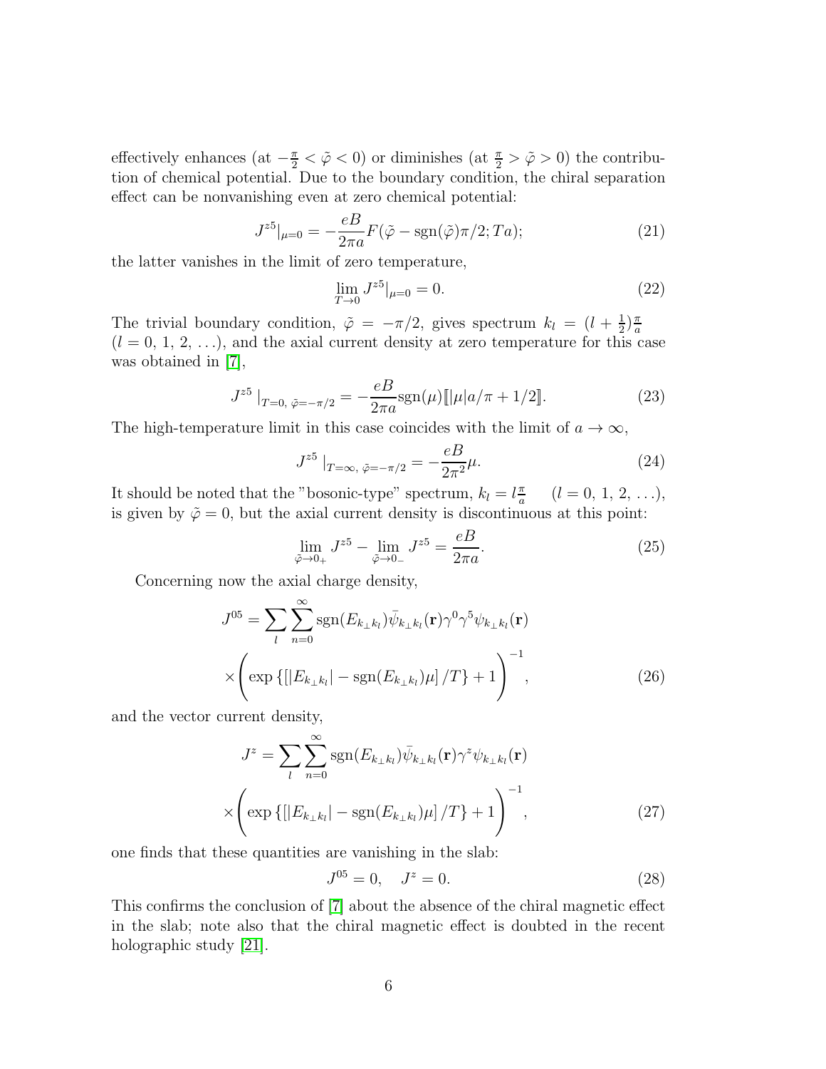effectively enhances (at $-\frac{\pi}{2} < \tilde{\varphi} < 0$) or diminishes (at $\frac{\pi}{2} > \tilde{\varphi} > 0$) the contribution of chemical potential. Due to the boundary condition, the chiral separation effect can be nonvanishing even at zero chemical potential:

$$J^{z5}|_{\mu=0} = -\frac{eB}{2\pi a} F(\tilde{\varphi} - \mathrm{sgn}(\tilde{\varphi})\pi/2; Ta); \tag{21}$$

the latter vanishes in the limit of zero temperature,

$$\lim_{T\to 0} J^{z5}|_{\mu=0} = 0. \tag{22}$$

The trivial boundary condition, $\tilde{\varphi} = -\pi/2$, gives spectrum $k_l = (l + \frac{1}{2})\frac{\pi}{a}$ ($l = 0,\, 1,\, 2,\, \ldots$), and the axial current density at zero temperature for this case was obtained in [7],

$$J^{z5}\,|_{T=0,\; \tilde{\varphi}=-\pi/2} = -\frac{eB}{2\pi a}\mathrm{sgn}(\mu)[\![|\mu|a/\pi + 1/2]\!]. \tag{23}$$

The high-temperature limit in this case coincides with the limit of $a \to \infty$,

$$J^{z5}\,|_{T=\infty,\; \tilde{\varphi}=-\pi/2} = -\frac{eB}{2\pi^2}\mu. \tag{24}$$

It should be noted that the "bosonic-type" spectrum, $k_l = l\frac{\pi}{a}$ $\quad (l = 0,\, 1,\, 2,\, \ldots)$, is given by $\tilde{\varphi} = 0$, but the axial current density is discontinuous at this point:

$$\lim_{\tilde{\varphi}\to 0_+} J^{z5} - \lim_{\tilde{\varphi}\to 0_-} J^{z5} = \frac{eB}{2\pi a}. \tag{25}$$

Concerning now the axial charge density,

$$J^{05} = \sum_l \sum_{n=0}^{\infty} \mathrm{sgn}(E_{k_\perp k_l}) \bar{\psi}_{k_\perp k_l}(\mathbf{r}) \gamma^0 \gamma^5 \psi_{k_\perp k_l}(\mathbf{r}) \times \left( \exp\left\{ \left[ |E_{k_\perp k_l}| - \mathrm{sgn}(E_{k_\perp k_l})\mu \right] / T \right\} + 1 \right)^{-1}, \tag{26}$$

and the vector current density,

$$J^{z} = \sum_l \sum_{n=0}^{\infty} \mathrm{sgn}(E_{k_\perp k_l}) \bar{\psi}_{k_\perp k_l}(\mathbf{r}) \gamma^z \psi_{k_\perp k_l}(\mathbf{r}) \times \left( \exp\left\{ \left[ |E_{k_\perp k_l}| - \mathrm{sgn}(E_{k_\perp k_l})\mu \right] / T \right\} + 1 \right)^{-1}, \tag{27}$$

one finds that these quantities are vanishing in the slab:

$$J^{05} = 0, \quad J^z = 0. \tag{28}$$

This confirms the conclusion of [7] about the absence of the chiral magnetic effect in the slab; note also that the chiral magnetic effect is doubted in the recent holographic study [21].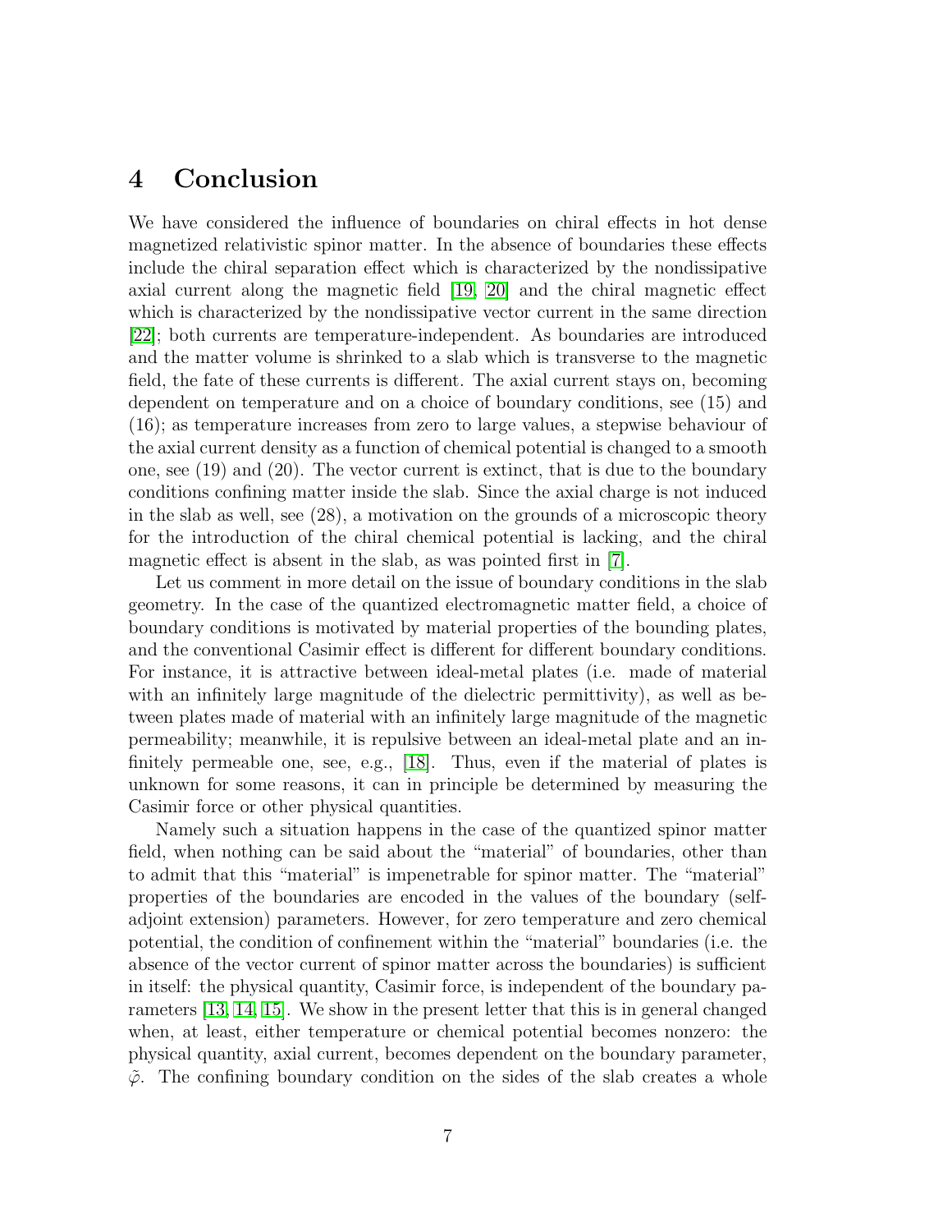## 4 Conclusion

We have considered the influence of boundaries on chiral effects in hot dense magnetized relativistic spinor matter. In the absence of boundaries these effects include the chiral separation effect which is characterized by the nondissipative axial current along the magnetic field [19, 20] and the chiral magnetic effect which is characterized by the nondissipative vector current in the same direction [22]; both currents are temperature-independent. As boundaries are introduced and the matter volume is shrinked to a slab which is transverse to the magnetic field, the fate of these currents is different. The axial current stays on, becoming dependent on temperature and on a choice of boundary conditions, see (15) and (16); as temperature increases from zero to large values, a stepwise behaviour of the axial current density as a function of chemical potential is changed to a smooth one, see (19) and (20). The vector current is extinct, that is due to the boundary conditions confining matter inside the slab. Since the axial charge is not induced in the slab as well, see (28), a motivation on the grounds of a microscopic theory for the introduction of the chiral chemical potential is lacking, and the chiral magnetic effect is absent in the slab, as was pointed first in [7].

Let us comment in more detail on the issue of boundary conditions in the slab geometry. In the case of the quantized electromagnetic matter field, a choice of boundary conditions is motivated by material properties of the bounding plates, and the conventional Casimir effect is different for different boundary conditions. For instance, it is attractive between ideal-metal plates (i.e. made of material with an infinitely large magnitude of the dielectric permittivity), as well as between plates made of material with an infinitely large magnitude of the magnetic permeability; meanwhile, it is repulsive between an ideal-metal plate and an infinitely permeable one, see, e.g., [18]. Thus, even if the material of plates is unknown for some reasons, it can in principle be determined by measuring the Casimir force or other physical quantities.

Namely such a situation happens in the case of the quantized spinor matter field, when nothing can be said about the "material" of boundaries, other than to admit that this "material" is impenetrable for spinor matter. The "material" properties of the boundaries are encoded in the values of the boundary (self-adjoint extension) parameters. However, for zero temperature and zero chemical potential, the condition of confinement within the "material" boundaries (i.e. the absence of the vector current of spinor matter across the boundaries) is sufficient in itself: the physical quantity, Casimir force, is independent of the boundary parameters [13, 14, 15]. We show in the present letter that this is in general changed when, at least, either temperature or chemical potential becomes nonzero: the physical quantity, axial current, becomes dependent on the boundary parameter, $\tilde{\varphi}$. The confining boundary condition on the sides of the slab creates a whole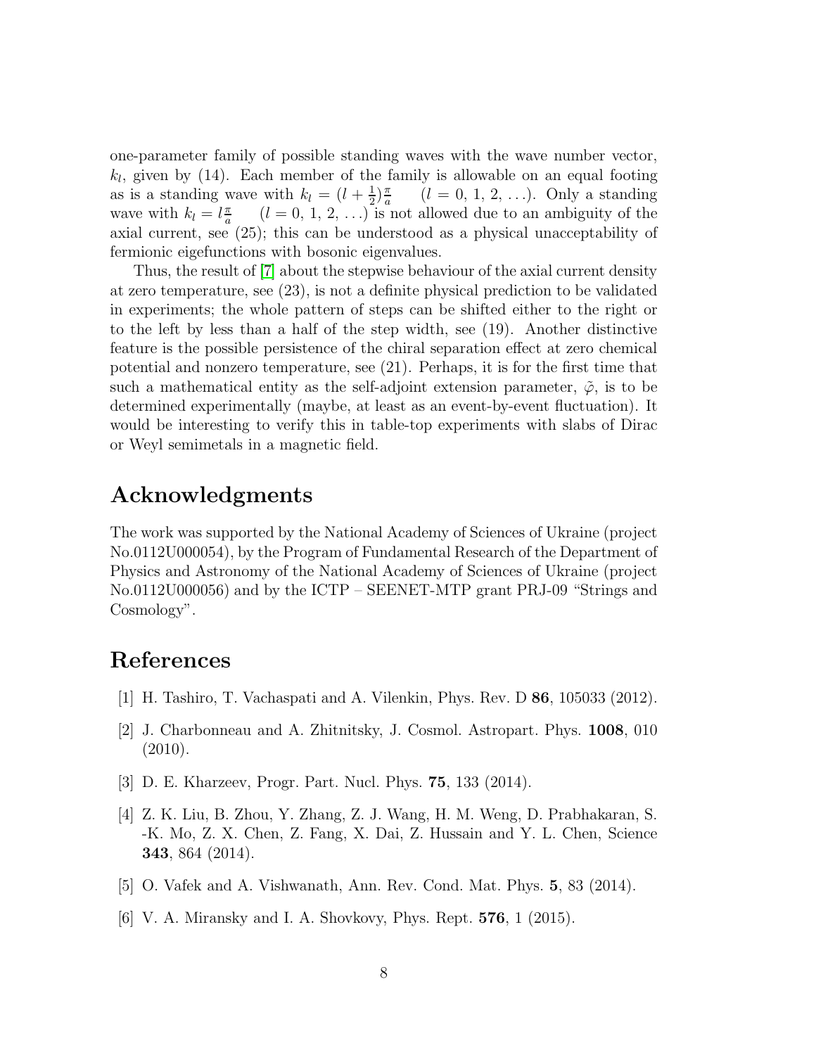one-parameter family of possible standing waves with the wave number vector, $k_l$, given by (14). Each member of the family is allowable on an equal footing as is a standing wave with $k_l = (l + \frac{1}{2})\frac{\pi}{a} \quad (l = 0,\, 1,\, 2,\, \ldots)$. Only a standing wave with $k_l = l\frac{\pi}{a} \quad (l = 0,\, 1,\, 2,\, \ldots)$ is not allowed due to an ambiguity of the axial current, see (25); this can be understood as a physical unacceptability of fermionic eigefunctions with bosonic eigenvalues.

Thus, the result of [7] about the stepwise behaviour of the axial current density at zero temperature, see (23), is not a definite physical prediction to be validated in experiments; the whole pattern of steps can be shifted either to the right or to the left by less than a half of the step width, see (19). Another distinctive feature is the possible persistence of the chiral separation effect at zero chemical potential and nonzero temperature, see (21). Perhaps, it is for the first time that such a mathematical entity as the self-adjoint extension parameter, $\tilde{\varphi}$, is to be determined experimentally (maybe, at least as an event-by-event fluctuation). It would be interesting to verify this in table-top experiments with slabs of Dirac or Weyl semimetals in a magnetic field.

## Acknowledgments

The work was supported by the National Academy of Sciences of Ukraine (project No.0112U000054), by the Program of Fundamental Research of the Department of Physics and Astronomy of the National Academy of Sciences of Ukraine (project No.0112U000056) and by the ICTP – SEENET-MTP grant PRJ-09 "Strings and Cosmology".

## References

[1] H. Tashiro, T. Vachaspati and A. Vilenkin, Phys. Rev. D **86**, 105033 (2012).

[2] J. Charbonneau and A. Zhitnitsky, J. Cosmol. Astropart. Phys. **1008**, 010 (2010).

[3] D. E. Kharzeev, Progr. Part. Nucl. Phys. **75**, 133 (2014).

[4] Z. K. Liu, B. Zhou, Y. Zhang, Z. J. Wang, H. M. Weng, D. Prabhakaran, S. -K. Mo, Z. X. Chen, Z. Fang, X. Dai, Z. Hussain and Y. L. Chen, Science **343**, 864 (2014).

[5] O. Vafek and A. Vishwanath, Ann. Rev. Cond. Mat. Phys. **5**, 83 (2014).

[6] V. A. Miransky and I. A. Shovkovy, Phys. Rept. **576**, 1 (2015).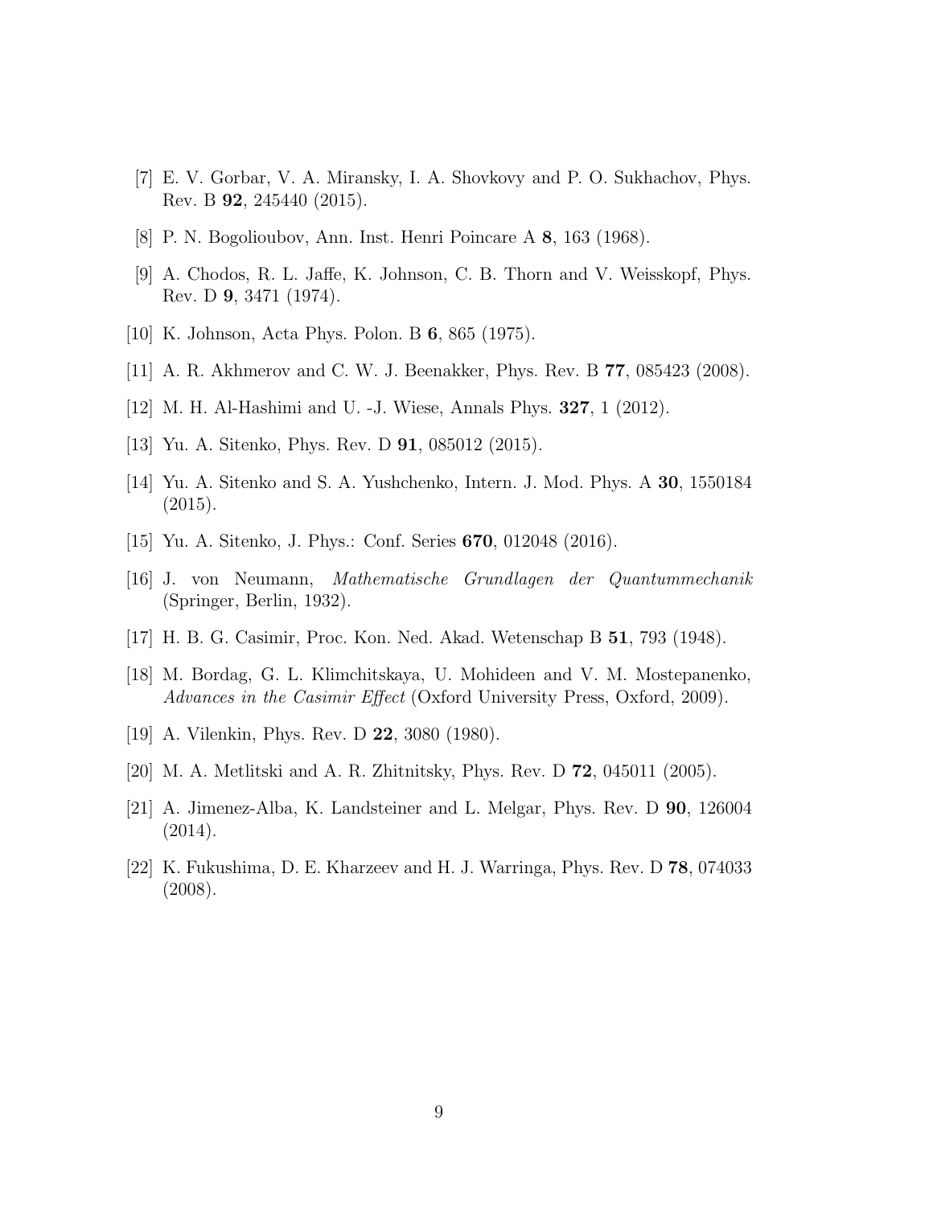[7] E. V. Gorbar, V. A. Miransky, I. A. Shovkovy and P. O. Sukhachov, Phys. Rev. B **92**, 245440 (2015).

[8] P. N. Bogolioubov, Ann. Inst. Henri Poincare A **8**, 163 (1968).

[9] A. Chodos, R. L. Jaffe, K. Johnson, C. B. Thorn and V. Weisskopf, Phys. Rev. D **9**, 3471 (1974).

[10] K. Johnson, Acta Phys. Polon. B **6**, 865 (1975).

[11] A. R. Akhmerov and C. W. J. Beenakker, Phys. Rev. B **77**, 085423 (2008).

[12] M. H. Al-Hashimi and U. -J. Wiese, Annals Phys. **327**, 1 (2012).

[13] Yu. A. Sitenko, Phys. Rev. D **91**, 085012 (2015).

[14] Yu. A. Sitenko and S. A. Yushchenko, Intern. J. Mod. Phys. A **30**, 1550184 (2015).

[15] Yu. A. Sitenko, J. Phys.: Conf. Series **670**, 012048 (2016).

[16] J. von Neumann, *Mathematische Grundlagen der Quantummechanik* (Springer, Berlin, 1932).

[17] H. B. G. Casimir, Proc. Kon. Ned. Akad. Wetenschap B **51**, 793 (1948).

[18] M. Bordag, G. L. Klimchitskaya, U. Mohideen and V. M. Mostepanenko, *Advances in the Casimir Effect* (Oxford University Press, Oxford, 2009).

[19] A. Vilenkin, Phys. Rev. D **22**, 3080 (1980).

[20] M. A. Metlitski and A. R. Zhitnitsky, Phys. Rev. D **72**, 045011 (2005).

[21] A. Jimenez-Alba, K. Landsteiner and L. Melgar, Phys. Rev. D **90**, 126004 (2014).

[22] K. Fukushima, D. E. Kharzeev and H. J. Warringa, Phys. Rev. D **78**, 074033 (2008).